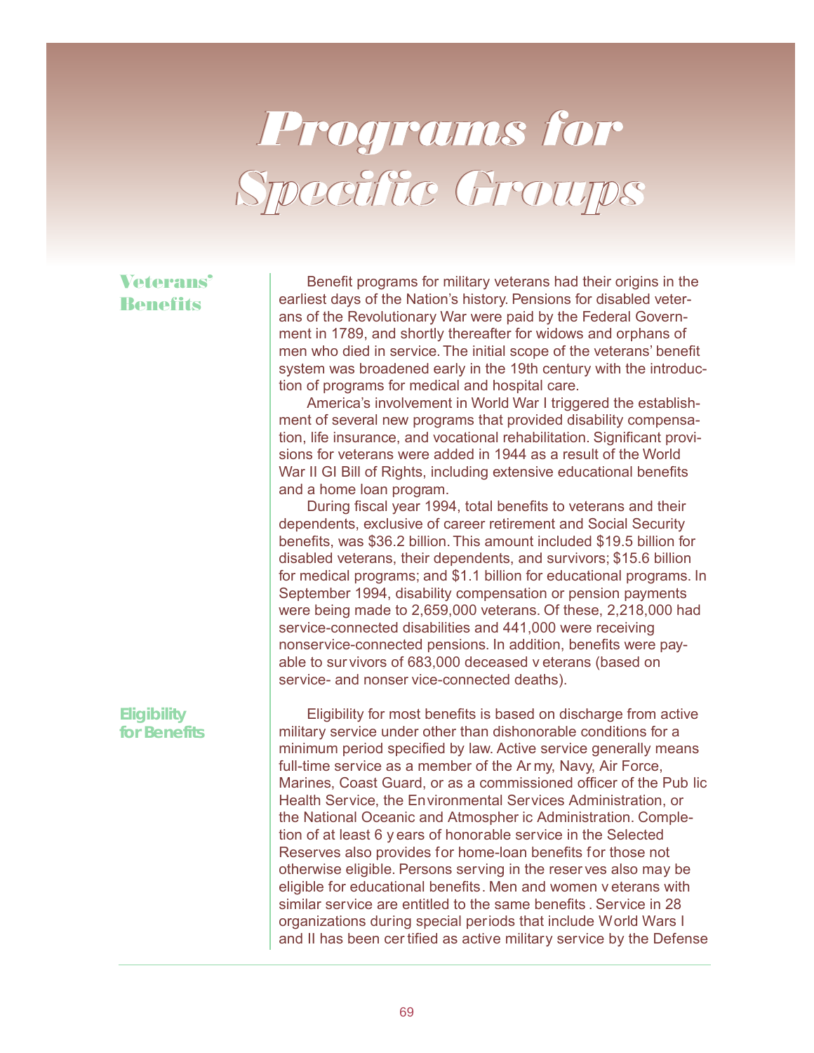# Programs for Specific Groups

## Veterans' Benefits

Benefit programs for military veterans had their origins in the earliest days of the Nation's history. Pensions for disabled veterans of the Revolutionary War were paid by the Federal Government in 1789, and shortly thereafter for widows and orphans of men who died in service. The initial scope of the veterans' benefit system was broadened early in the 19th century with the introduction of programs for medical and hospital care.

America's involvement in World War I triggered the establishment of several new programs that provided disability compensation, life insurance, and vocational rehabilitation. Significant provisions for veterans were added in 1944 as a result of the World War II GI Bill of Rights, including extensive educational benefits and a home loan program.

During fiscal year 1994, total benefits to veterans and their dependents, exclusive of career retirement and Social Security benefits, was $36.2 billion. This amount included $19.5 billion for disabled veterans, their dependents, and survivors; $15.6 billion for medical programs; and $1.1 billion for educational programs. In September 1994, disability compensation or pension payments were being made to 2,659,000 veterans. Of these, 2,218,000 had service-connected disabilities and 441,000 were receiving nonservice-connected pensions. In addition, benefits were payable to survivors of 683,000 deceased veterans (based on service- and nonservice-connected deaths).

### Eligibility for Benefits

Eligibility for most benefits is based on discharge from active military service under other than dishonorable conditions for a minimum period specified by law. Active service generally means full-time service as a member of the Army, Navy, Air Force, Marines, Coast Guard, or as a commissioned officer of the Public Health Service, the Environmental Services Administration, or the National Oceanic and Atmospheric Administration. Completion of at least 6 years of honorable service in the Selected Reserves also provides for home-loan benefits for those not otherwise eligible. Persons serving in the reserves also may be eligible for educational benefits. Men and women veterans with similar service are entitled to the same benefits. Service in 28 organizations during special periods that include World Wars I and II has been certified as active military service by the Defense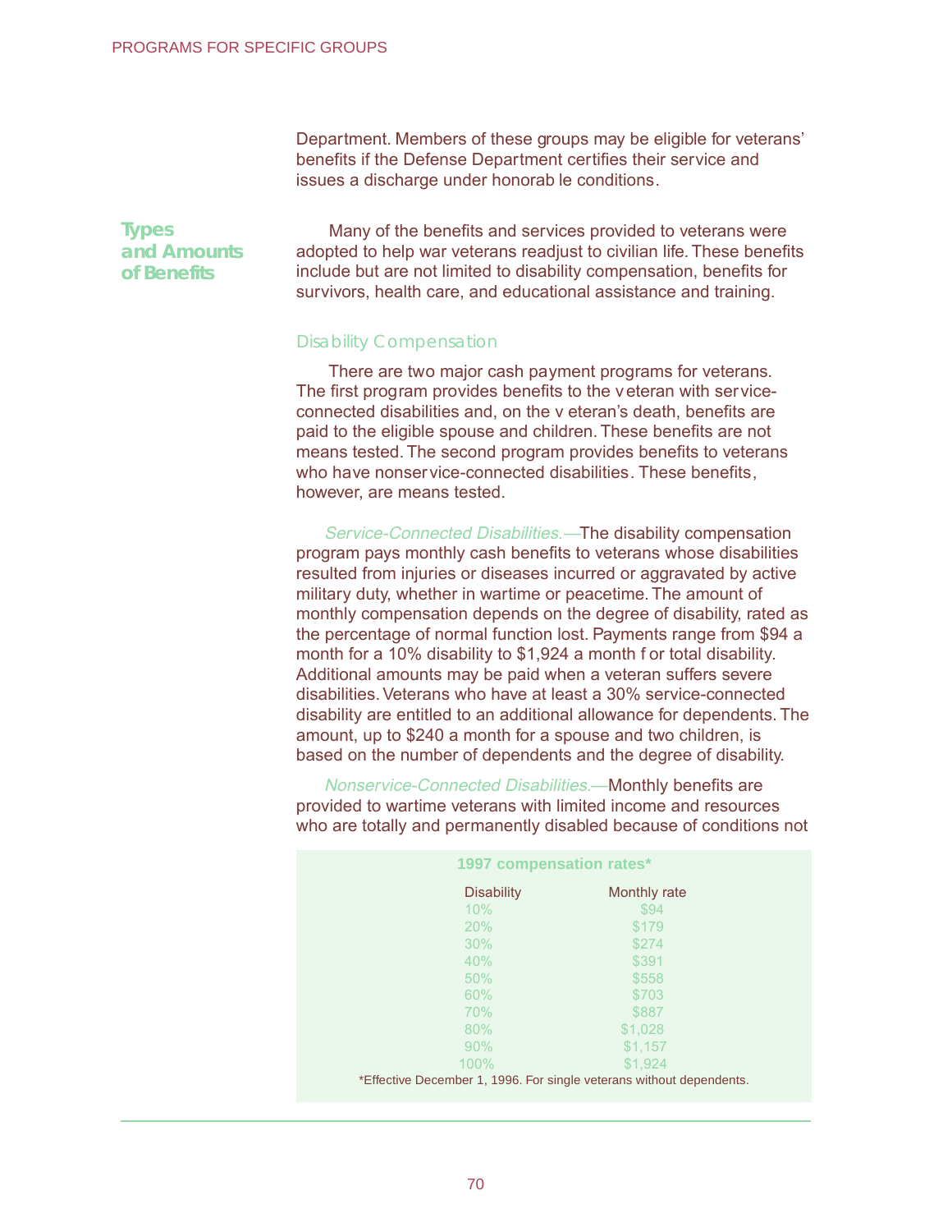Department. Members of these groups may be eligible for veterans' benefits if the Defense Department certifies their service and issues a discharge under honorable conditions.

## Types and Amounts of Benefits

Many of the benefits and services provided to veterans were adopted to help war veterans readjust to civilian life. These benefits include but are not limited to disability compensation, benefits for survivors, health care, and educational assistance and training.

### Disability Compensation

There are two major cash payment programs for veterans. The first program provides benefits to the veteran with service-connected disabilities and, on the veteran's death, benefits are paid to the eligible spouse and children. These benefits are not means tested. The second program provides benefits to veterans who have nonservice-connected disabilities. These benefits, however, are means tested.

*Service-Connected Disabilities.*—The disability compensation program pays monthly cash benefits to veterans whose disabilities resulted from injuries or diseases incurred or aggravated by active military duty, whether in wartime or peacetime. The amount of monthly compensation depends on the degree of disability, rated as the percentage of normal function lost. Payments range from $94 a month for a 10% disability to $1,924 a month for total disability. Additional amounts may be paid when a veteran suffers severe disabilities. Veterans who have at least a 30% service-connected disability are entitled to an additional allowance for dependents. The amount, up to $240 a month for a spouse and two children, is based on the number of dependents and the degree of disability.

*Nonservice-Connected Disabilities.*—Monthly benefits are provided to wartime veterans with limited income and resources who are totally and permanently disabled because of conditions not

**1997 compensation rates***

| Disability | Monthly rate |
|---|---|
| 10% | $94 |
| 20% | $179 |
| 30% | $274 |
| 40% | $391 |
| 50% | $558 |
| 60% | $703 |
| 70% | $887 |
| 80% | $1,028 |
| 90% | $1,157 |
| 100% | $1,924 |

*Effective December 1, 1996. For single veterans without dependents.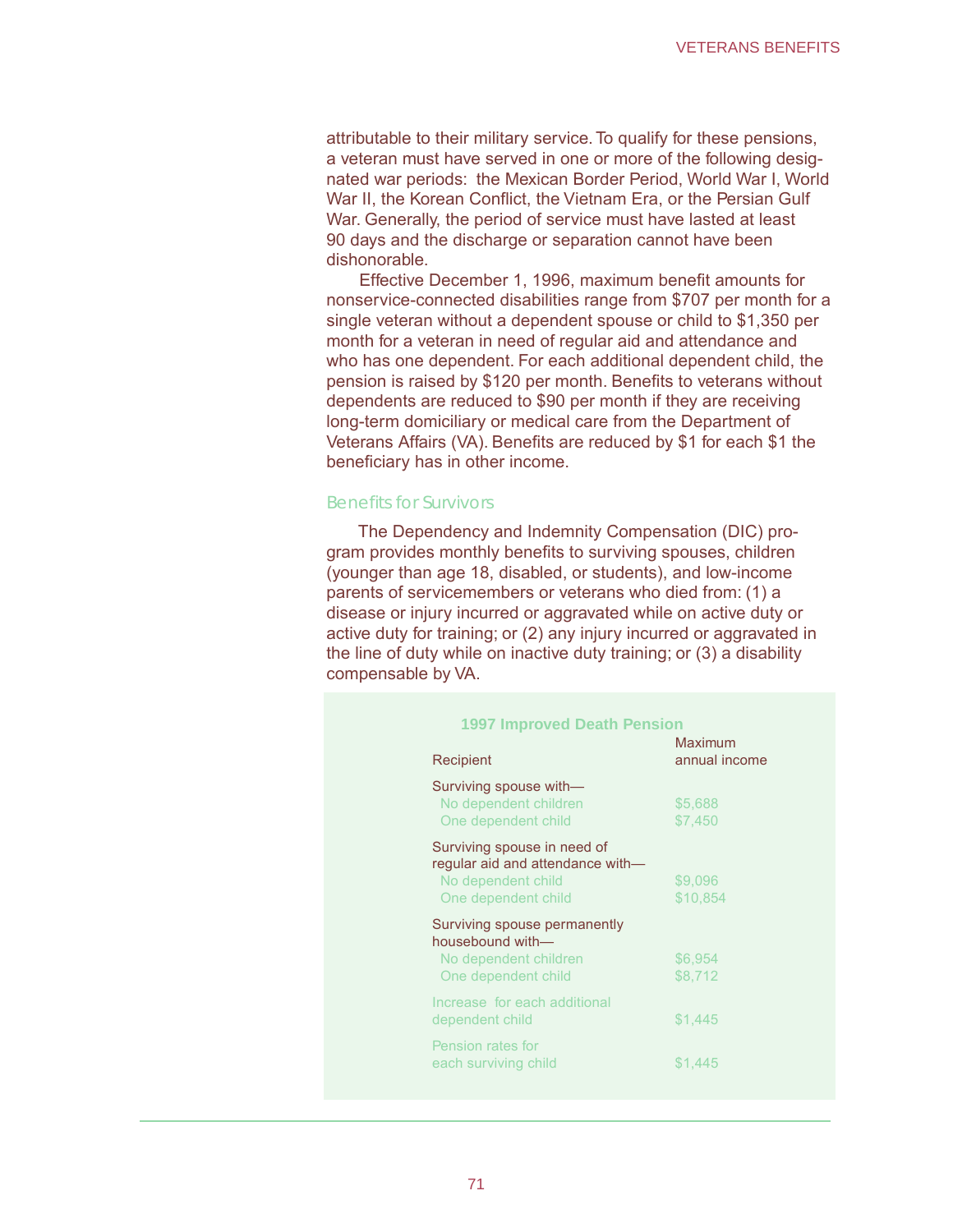attributable to their military service. To qualify for these pensions, a veteran must have served in one or more of the following designated war periods: the Mexican Border Period, World War I, World War II, the Korean Conflict, the Vietnam Era, or the Persian Gulf War. Generally, the period of service must have lasted at least 90 days and the discharge or separation cannot have been dishonorable.

Effective December 1, 1996, maximum benefit amounts for nonservice-connected disabilities range from $707 per month for a single veteran without a dependent spouse or child to $1,350 per month for a veteran in need of regular aid and attendance and who has one dependent. For each additional dependent child, the pension is raised by $120 per month. Benefits to veterans without dependents are reduced to $90 per month if they are receiving long-term domiciliary or medical care from the Department of Veterans Affairs (VA). Benefits are reduced by $1 for each $1 the beneficiary has in other income.

### Benefits for Survivors

The Dependency and Indemnity Compensation (DIC) program provides monthly benefits to surviving spouses, children (younger than age 18, disabled, or students), and low-income parents of servicemembers or veterans who died from: (1) a disease or injury incurred or aggravated while on active duty or active duty for training; or (2) any injury incurred or aggravated in the line of duty while on inactive duty training; or (3) a disability compensable by VA.

**1997 Improved Death Pension**

| Recipient | Maximum annual income |
|---|---|
| **Surviving spouse with—** | |
| No dependent children | $5,688 |
| One dependent child | $7,450 |
| **Surviving spouse in need of regular aid and attendance with—** | |
| No dependent child | $9,096 |
| One dependent child | $10,854 |
| **Surviving spouse permanently housebound with—** | |
| No dependent children | $6,954 |
| One dependent child | $8,712 |
| Increase for each additional dependent child | $1,445 |
| Pension rates for each surviving child | $1,445 |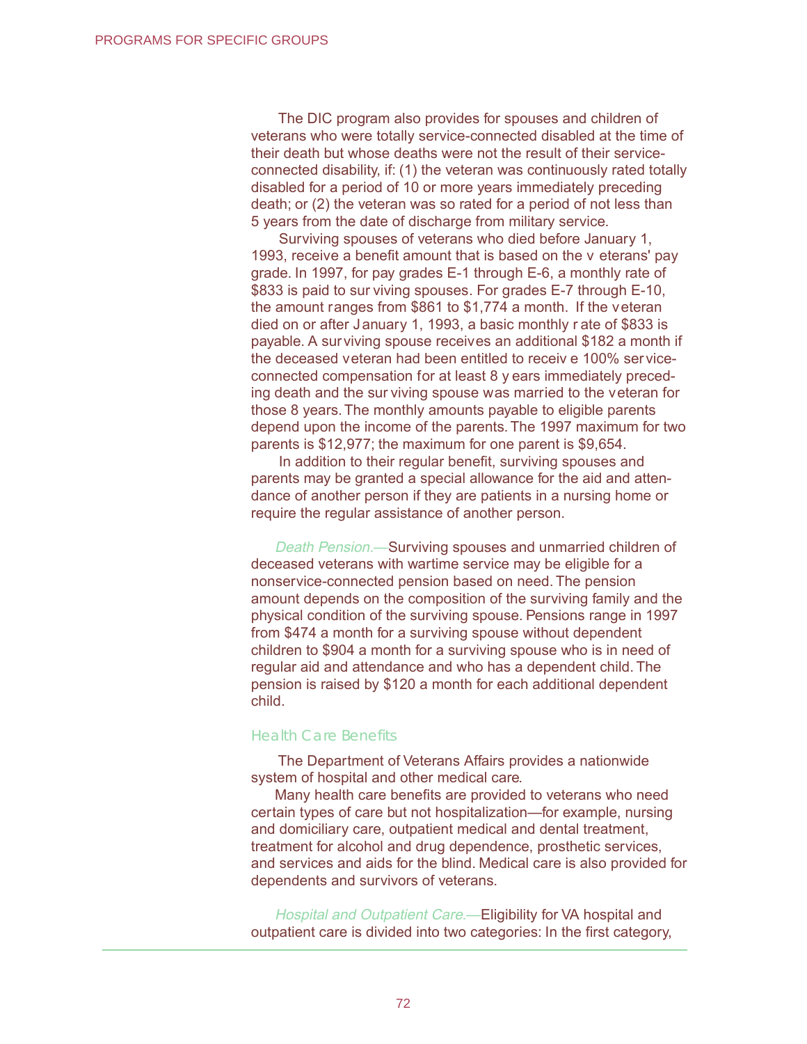The DIC program also provides for spouses and children of veterans who were totally service-connected disabled at the time of their death but whose deaths were not the result of their service-connected disability, if: (1) the veteran was continuously rated totally disabled for a period of 10 or more years immediately preceding death; or (2) the veteran was so rated for a period of not less than 5 years from the date of discharge from military service.

Surviving spouses of veterans who died before January 1, 1993, receive a benefit amount that is based on the veterans' pay grade. In 1997, for pay grades E-1 through E-6, a monthly rate of $833 is paid to surviving spouses. For grades E-7 through E-10, the amount ranges from $861 to $1,774 a month. If the veteran died on or after January 1, 1993, a basic monthly rate of $833 is payable. A surviving spouse receives an additional $182 a month if the deceased veteran had been entitled to receive 100% service-connected compensation for at least 8 years immediately preceding death and the surviving spouse was married to the veteran for those 8 years. The monthly amounts payable to eligible parents depend upon the income of the parents. The 1997 maximum for two parents is $12,977; the maximum for one parent is $9,654.

In addition to their regular benefit, surviving spouses and parents may be granted a special allowance for the aid and attendance of another person if they are patients in a nursing home or require the regular assistance of another person.

*Death Pension.*—Surviving spouses and unmarried children of deceased veterans with wartime service may be eligible for a nonservice-connected pension based on need. The pension amount depends on the composition of the surviving family and the physical condition of the surviving spouse. Pensions range in 1997 from $474 a month for a surviving spouse without dependent children to $904 a month for a surviving spouse who is in need of regular aid and attendance and who has a dependent child. The pension is raised by $120 a month for each additional dependent child.

### Health Care Benefits

The Department of Veterans Affairs provides a nationwide system of hospital and other medical care.

Many health care benefits are provided to veterans who need certain types of care but not hospitalization—for example, nursing and domiciliary care, outpatient medical and dental treatment, treatment for alcohol and drug dependence, prosthetic services, and services and aids for the blind. Medical care is also provided for dependents and survivors of veterans.

*Hospital and Outpatient Care.*—Eligibility for VA hospital and outpatient care is divided into two categories: In the first category,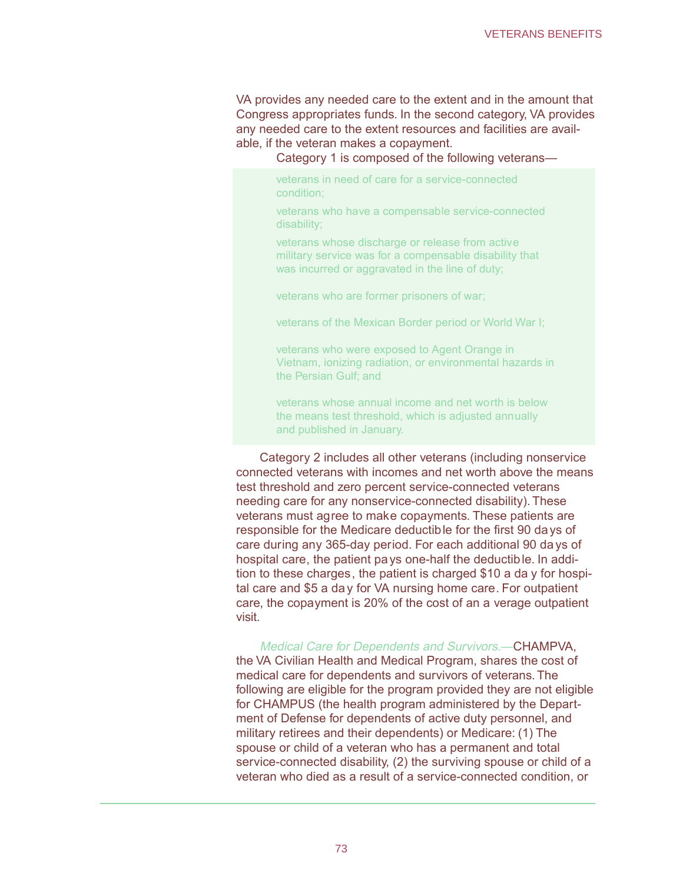VA provides any needed care to the extent and in the amount that Congress appropriates funds. In the second category, VA provides any needed care to the extent resources and facilities are available, if the veteran makes a copayment.

Category 1 is composed of the following veterans—

- veterans in need of care for a service-connected condition;
- veterans who have a compensable service-connected disability;
- veterans whose discharge or release from active military service was for a compensable disability that was incurred or aggravated in the line of duty;
- veterans who are former prisoners of war;
- veterans of the Mexican Border period or World War I;
- veterans who were exposed to Agent Orange in Vietnam, ionizing radiation, or environmental hazards in the Persian Gulf; and
- veterans whose annual income and net worth is below the means test threshold, which is adjusted annually and published in January.

Category 2 includes all other veterans (including nonservice connected veterans with incomes and net worth above the means test threshold and zero percent service-connected veterans needing care for any nonservice-connected disability). These veterans must agree to make copayments. These patients are responsible for the Medicare deductible for the first 90 days of care during any 365-day period. For each additional 90 days of hospital care, the patient pays one-half the deductible. In addition to these charges, the patient is charged $10 a day for hospital care and $5 a day for VA nursing home care. For outpatient care, the copayment is 20% of the cost of an average outpatient visit.

*Medical Care for Dependents and Survivors.*—CHAMPVA, the VA Civilian Health and Medical Program, shares the cost of medical care for dependents and survivors of veterans. The following are eligible for the program provided they are not eligible for CHAMPUS (the health program administered by the Department of Defense for dependents of active duty personnel, and military retirees and their dependents) or Medicare: (1) The spouse or child of a veteran who has a permanent and total service-connected disability, (2) the surviving spouse or child of a veteran who died as a result of a service-connected condition, or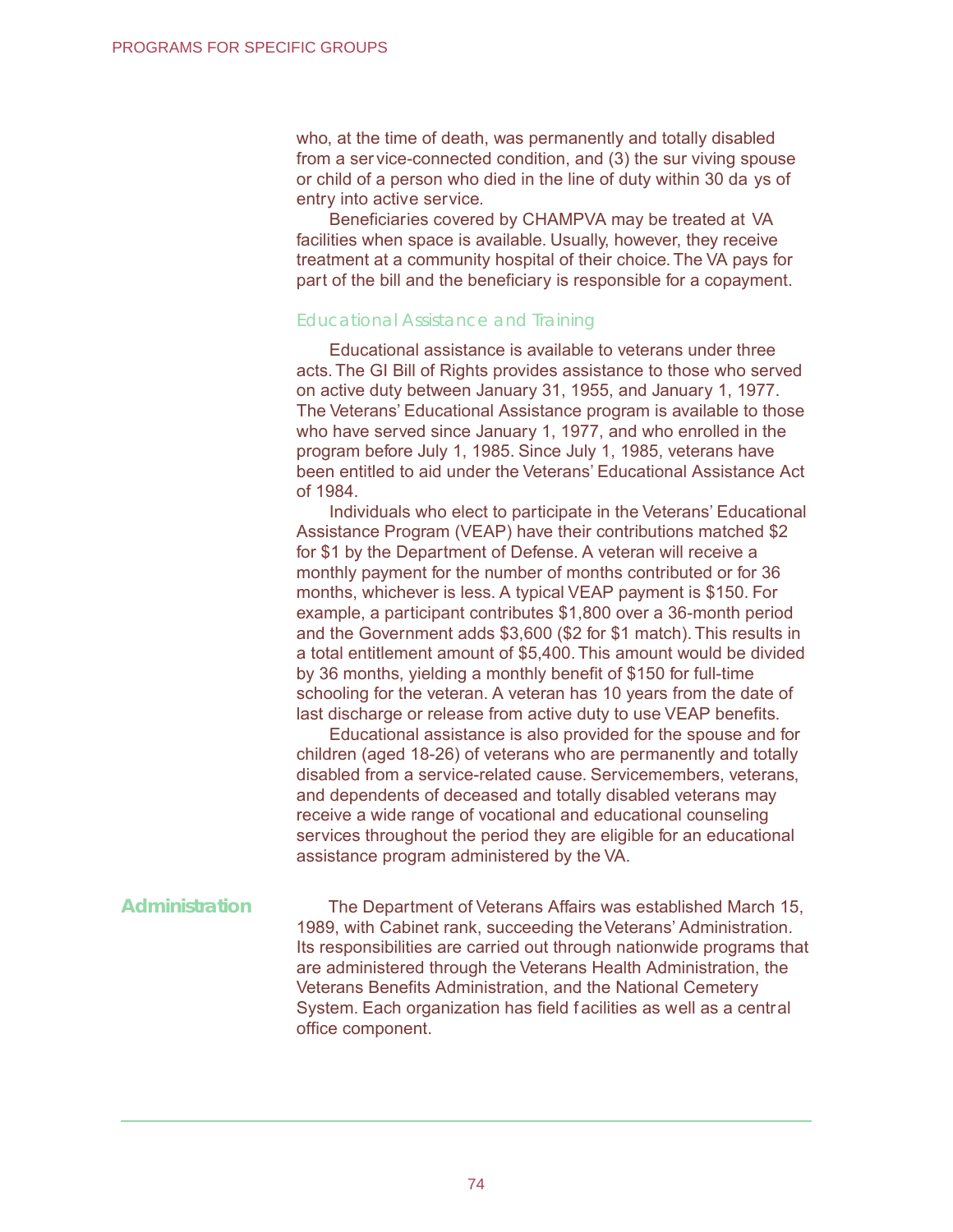who, at the time of death, was permanently and totally disabled from a service-connected condition, and (3) the surviving spouse or child of a person who died in the line of duty within 30 days of entry into active service.

Beneficiaries covered by CHAMPVA may be treated at VA facilities when space is available. Usually, however, they receive treatment at a community hospital of their choice. The VA pays for part of the bill and the beneficiary is responsible for a copayment.

### Educational Assistance and Training

Educational assistance is available to veterans under three acts. The GI Bill of Rights provides assistance to those who served on active duty between January 31, 1955, and January 1, 1977. The Veterans' Educational Assistance program is available to those who have served since January 1, 1977, and who enrolled in the program before July 1, 1985. Since July 1, 1985, veterans have been entitled to aid under the Veterans' Educational Assistance Act of 1984.

Individuals who elect to participate in the Veterans' Educational Assistance Program (VEAP) have their contributions matched $2 for $1 by the Department of Defense. A veteran will receive a monthly payment for the number of months contributed or for 36 months, whichever is less. A typical VEAP payment is $150. For example, a participant contributes $1,800 over a 36-month period and the Government adds $3,600 ($2 for $1 match). This results in a total entitlement amount of $5,400. This amount would be divided by 36 months, yielding a monthly benefit of $150 for full-time schooling for the veteran. A veteran has 10 years from the date of last discharge or release from active duty to use VEAP benefits.

Educational assistance is also provided for the spouse and for children (aged 18-26) of veterans who are permanently and totally disabled from a service-related cause. Servicemembers, veterans, and dependents of deceased and totally disabled veterans may receive a wide range of vocational and educational counseling services throughout the period they are eligible for an educational assistance program administered by the VA.

## Administration

The Department of Veterans Affairs was established March 15, 1989, with Cabinet rank, succeeding the Veterans' Administration. Its responsibilities are carried out through nationwide programs that are administered through the Veterans Health Administration, the Veterans Benefits Administration, and the National Cemetery System. Each organization has field facilities as well as a central office component.